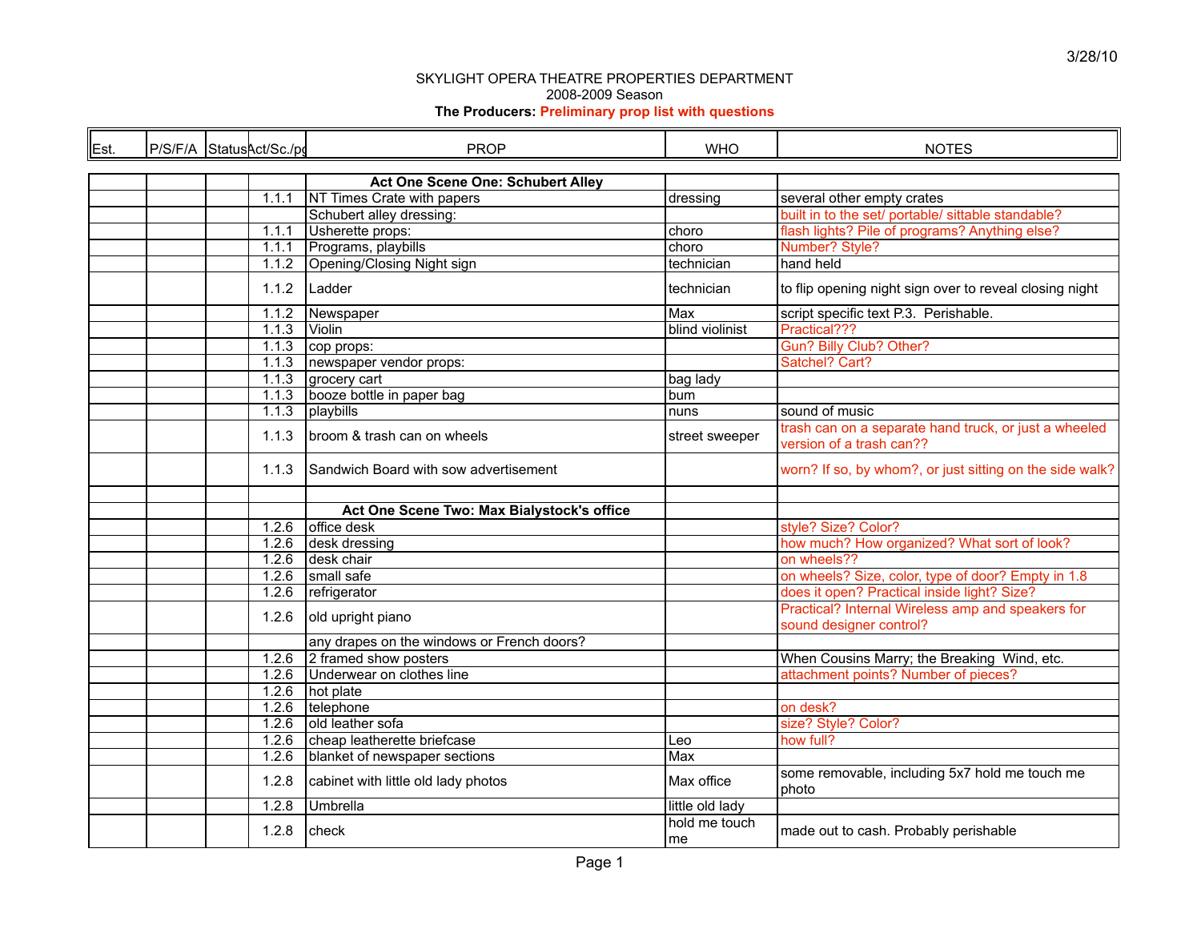3/28/10

SKYLIGHT OPERA THEATRE PROPERTIES DEPARTMENT
2008-2009 Season
**The Producers: Preliminary prop list with questions**

| Est. | P/S/F/A | Status | Act/Sc./pg | PROP | WHO | NOTES |
|---|---|---|---|---|---|---|
| | | | | **Act One Scene One: Schubert Alley** | | |
| | | | 1.1.1 | NT Times Crate with papers | dressing | several other empty crates |
| | | | | Schubert alley dressing: | | built in to the set/ portable/ sittable standable? |
| | | | 1.1.1 | Usherette props: | choro | flash lights? Pile of programs? Anything else? |
| | | | 1.1.1 | Programs, playbills | choro | Number? Style? |
| | | | 1.1.2 | Opening/Closing Night sign | technician | hand held |
| | | | 1.1.2 | Ladder | technician | to flip opening night sign over to reveal closing night |
| | | | 1.1.2 | Newspaper | Max | script specific text P.3. Perishable. |
| | | | 1.1.3 | Violin | blind violinist | Practical??? |
| | | | 1.1.3 | cop props: | | Gun? Billy Club? Other? |
| | | | 1.1.3 | newspaper vendor props: | | Satchel? Cart? |
| | | | 1.1.3 | grocery cart | bag lady | |
| | | | 1.1.3 | booze bottle in paper bag | bum | |
| | | | 1.1.3 | playbills | nuns | sound of music |
| | | | 1.1.3 | broom & trash can on wheels | street sweeper | trash can on a separate hand truck, or just a wheeled version of a trash can?? |
| | | | 1.1.3 | Sandwich Board with sow advertisement | | worn? If so, by whom?, or just sitting on the side walk? |
| | | | | | | |
| | | | | **Act One Scene Two: Max Bialystock's office** | | |
| | | | 1.2.6 | office desk | | style? Size? Color? |
| | | | 1.2.6 | desk dressing | | how much? How organized? What sort of look? |
| | | | 1.2.6 | desk chair | | on wheels?? |
| | | | 1.2.6 | small safe | | on wheels? Size, color, type of door? Empty in 1.8 |
| | | | 1.2.6 | refrigerator | | does it open? Practical inside light? Size? |
| | | | 1.2.6 | old upright piano | | Practical? Internal Wireless amp and speakers for sound designer control? |
| | | | | any drapes on the windows or French doors? | | |
| | | | 1.2.6 | 2 framed show posters | | When Cousins Marry; the Breaking Wind, etc. |
| | | | 1.2.6 | Underwear on clothes line | | attachment points? Number of pieces? |
| | | | 1.2.6 | hot plate | | |
| | | | 1.2.6 | telephone | | on desk? |
| | | | 1.2.6 | old leather sofa | | size? Style? Color? |
| | | | 1.2.6 | cheap leatherette briefcase | Leo | how full? |
| | | | 1.2.6 | blanket of newspaper sections | Max | |
| | | | 1.2.8 | cabinet with little old lady photos | Max office | some removable, including 5x7 hold me touch me photo |
| | | | 1.2.8 | Umbrella | little old lady | |
| | | | 1.2.8 | check | hold me touch me | made out to cash. Probably perishable |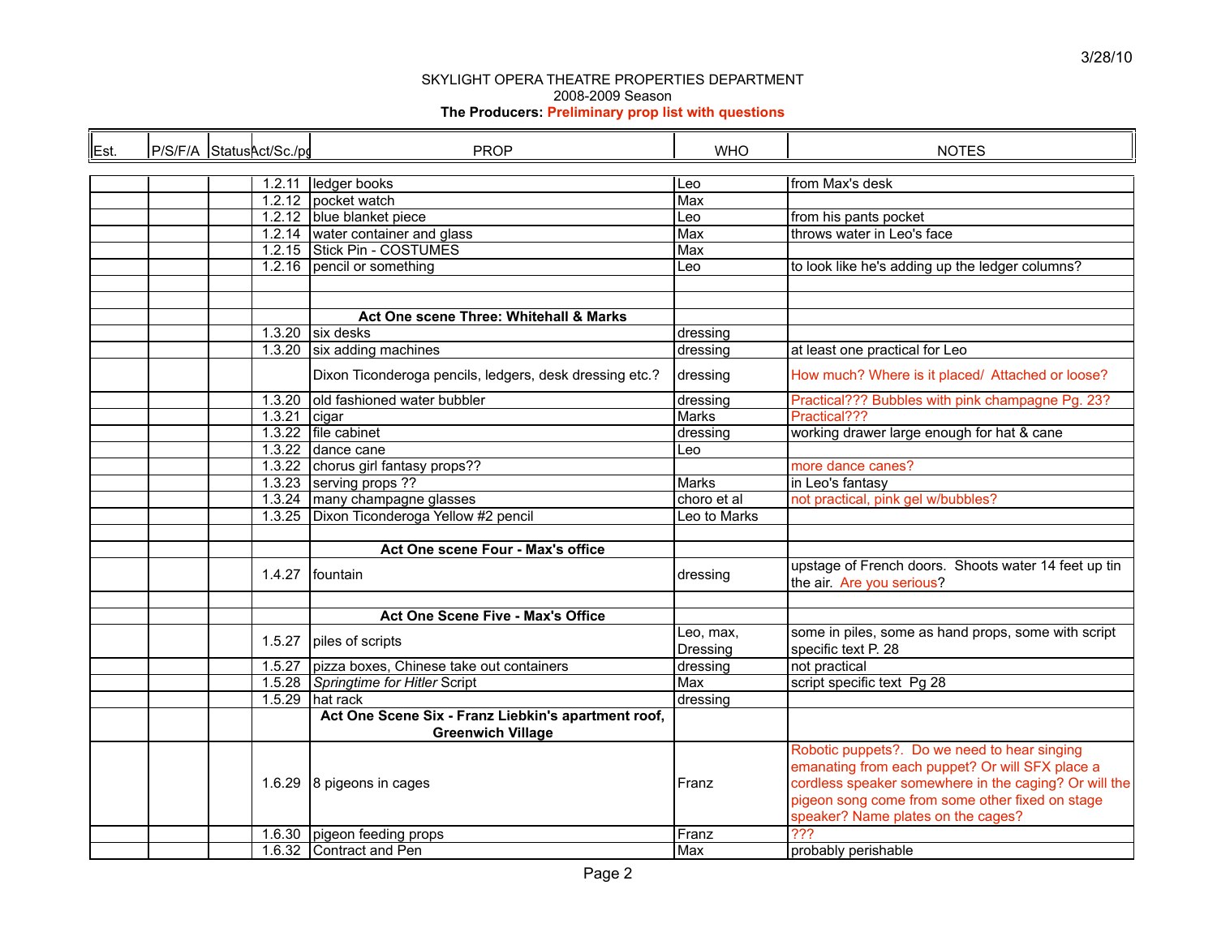SKYLIGHT OPERA THEATRE PROPERTIES DEPARTMENT
2008-2009 Season
**The Producers: Preliminary prop list with questions**

| Est. | P/S/F/A | Status | Act/Sc./pg | PROP | WHO | NOTES |
|---|---|---|---|---|---|---|
| | | | 1.2.11 | ledger books | Leo | from Max's desk |
| | | | 1.2.12 | pocket watch | Max | |
| | | | 1.2.12 | blue blanket piece | Leo | from his pants pocket |
| | | | 1.2.14 | water container and glass | Max | throws water in Leo's face |
| | | | 1.2.15 | Stick Pin - COSTUMES | Max | |
| | | | 1.2.16 | pencil or something | Leo | to look like he's adding up the ledger columns? |
| | | | | | | |
| | | | | | | |
| | | | | **Act One scene Three: Whitehall & Marks** | | |
| | | | 1.3.20 | six desks | dressing | |
| | | | 1.3.20 | six adding machines | dressing | at least one practical for Leo |
| | | | | Dixon Ticonderoga pencils, ledgers, desk dressing etc.? | dressing | How much? Where is it placed/ Attached or loose? |
| | | | 1.3.20 | old fashioned water bubbler | dressing | Practical??? Bubbles with pink champagne Pg. 23? |
| | | | 1.3.21 | cigar | Marks | Practical??? |
| | | | 1.3.22 | file cabinet | dressing | working drawer large enough for hat & cane |
| | | | 1.3.22 | dance cane | Leo | |
| | | | 1.3.22 | chorus girl fantasy props?? | | more dance canes? |
| | | | 1.3.23 | serving props ?? | Marks | in Leo's fantasy |
| | | | 1.3.24 | many champagne glasses | choro et al | not practical, pink gel w/bubbles? |
| | | | 1.3.25 | Dixon Ticonderoga Yellow #2 pencil | Leo to Marks | |
| | | | | | | |
| | | | | **Act One scene Four - Max's office** | | |
| | | | 1.4.27 | fountain | dressing | upstage of French doors. Shoots water 14 feet up tin the air. Are you serious? |
| | | | | | | |
| | | | | **Act One Scene Five - Max's Office** | | |
| | | | 1.5.27 | piles of scripts | Leo, max, Dressing | some in piles, some as hand props, some with script specific text P. 28 |
| | | | 1.5.27 | pizza boxes, Chinese take out containers | dressing | not practical |
| | | | 1.5.28 | *Springtime for Hitler* Script | Max | script specific text Pg 28 |
| | | | 1.5.29 | hat rack | dressing | |
| | | | | **Act One Scene Six - Franz Liebkin's apartment roof, Greenwich Village** | | |
| | | | 1.6.29 | 8 pigeons in cages | Franz | Robotic puppets?. Do we need to hear singing emanating from each puppet? Or will SFX place a cordless speaker somewhere in the caging? Or will the pigeon song come from some other fixed on stage speaker? Name plates on the cages? |
| | | | 1.6.30 | pigeon feeding props | Franz | ??? |
| | | | 1.6.32 | Contract and Pen | Max | probably perishable |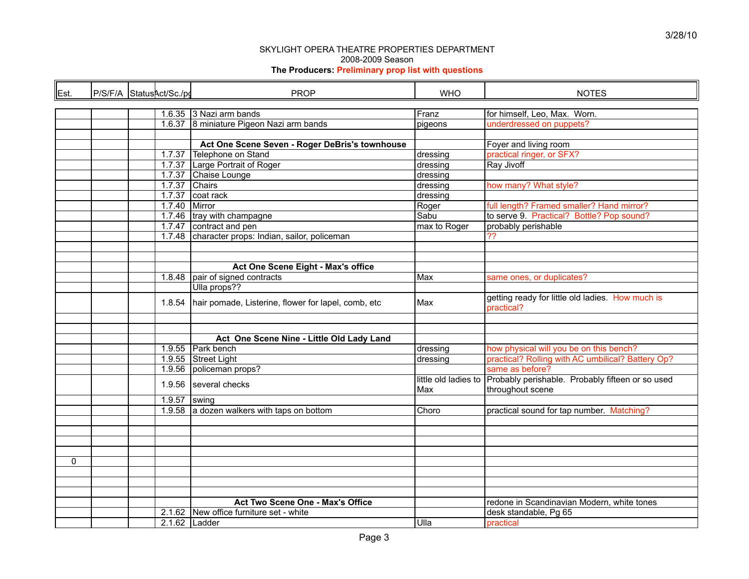SKYLIGHT OPERA THEATRE PROPERTIES DEPARTMENT

2008-2009 Season

**The Producers: Preliminary prop list with questions**

3/28/10

| Est. | P/S/F/A | Status | Act/Sc./pg | PROP | WHO | NOTES |
|---|---|---|---|---|---|---|
| | | | 1.6.35 | 3 Nazi arm bands | Franz | for himself, Leo, Max. Worn. |
| | | | 1.6.37 | 8 miniature Pigeon Nazi arm bands | pigeons | underdressed on puppets? |
| | | | | | | |
| | | | | **Act One Scene Seven - Roger DeBris's townhouse** | | Foyer and living room |
| | | | 1.7.37 | Telephone on Stand | dressing | practical ringer, or SFX? |
| | | | 1.7.37 | Large Portrait of Roger | dressing | Ray Jivoff |
| | | | 1.7.37 | Chaise Lounge | dressing | |
| | | | 1.7.37 | Chairs | dressing | how many? What style? |
| | | | 1.7.37 | coat rack | dressing | |
| | | | 1.7.40 | Mirror | Roger | full length? Framed smaller? Hand mirror? |
| | | | 1.7.46 | tray with champagne | Sabu | to serve 9. Practical? Bottle? Pop sound? |
| | | | 1.7.47 | contract and pen | max to Roger | probably perishable |
| | | | 1.7.48 | character props: Indian, sailor, policeman | | ?? |
| | | | | | | |
| | | | | | | |
| | | | | **Act One Scene Eight - Max's office** | | |
| | | | 1.8.48 | pair of signed contracts | Max | same ones, or duplicates? |
| | | | | Ulla props?? | | |
| | | | 1.8.54 | hair pomade, Listerine, flower for lapel, comb, etc | Max | getting ready for little old ladies. How much is practical? |
| | | | | | | |
| | | | | | | |
| | | | | **Act One Scene Nine - Little Old Lady Land** | | |
| | | | 1.9.55 | Park bench | dressing | how physical will you be on this bench? |
| | | | 1.9.55 | Street Light | dressing | practical? Rolling with AC umbilical? Battery Op? |
| | | | 1.9.56 | policeman props? | | same as before? |
| | | | 1.9.56 | several checks | little old ladies to Max | Probably perishable. Probably fifteen or so used throughout scene |
| | | | 1.9.57 | swing | | |
| | | | 1.9.58 | a dozen walkers with taps on bottom | Choro | practical sound for tap number. Matching? |
| | | | | | | |
| | | | | | | |
| | | | | | | |
| | | | | | | |
| 0 | | | | | | |
| | | | | | | |
| | | | | | | |
| | | | | | | |
| | | | | **Act Two Scene One - Max's Office** | | redone in Scandinavian Modern, white tones |
| | | | 2.1.62 | New office furniture set - white | | desk standable, Pg 65 |
| | | | 2.1.62 | Ladder | Ulla | practical |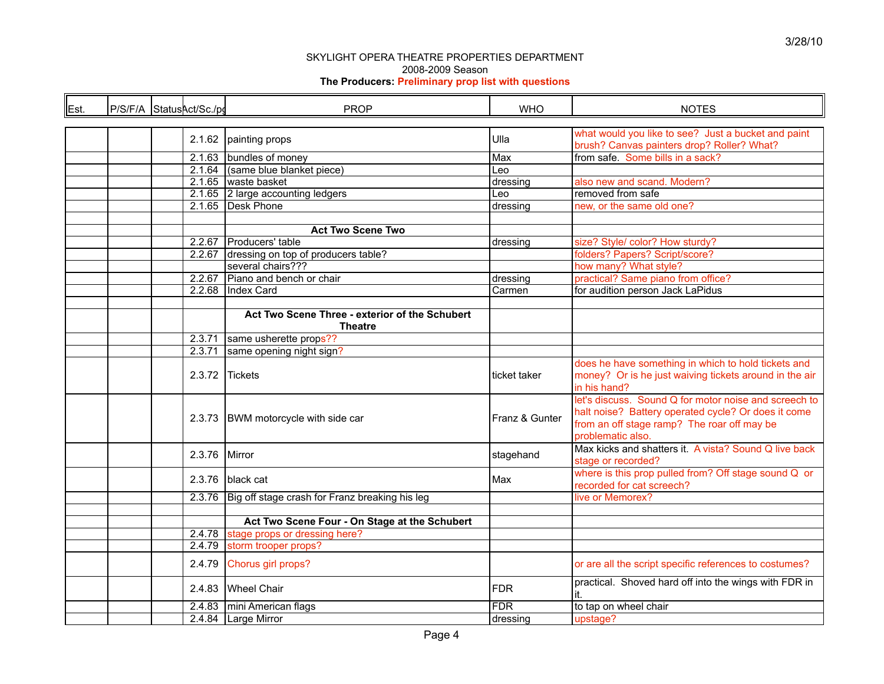SKYLIGHT OPERA THEATRE PROPERTIES DEPARTMENT

2008-2009 Season

**The Producers: Preliminary prop list with questions**

3/28/10

| Est. | P/S/F/A | Status | Act/Sc./pg | PROP | WHO | NOTES |
|---|---|---|---|---|---|---|
| | | | 2.1.62 | painting props | Ulla | what would you like to see? Just a bucket and paint brush? Canvas painters drop? Roller? What? |
| | | | 2.1.63 | bundles of money | Max | from safe. Some bills in a sack? |
| | | | 2.1.64 | (same blue blanket piece) | Leo | |
| | | | 2.1.65 | waste basket | dressing | also new and scand. Modern? |
| | | | 2.1.65 | 2 large accounting ledgers | Leo | removed from safe |
| | | | 2.1.65 | Desk Phone | dressing | new, or the same old one? |
| | | | | | | |
| | | | | **Act Two Scene Two** | | |
| | | | 2.2.67 | Producers' table | dressing | size? Style/ color? How sturdy? |
| | | | 2.2.67 | dressing on top of producers table? | | folders? Papers? Script/score? |
| | | | | several chairs??? | | how many? What style? |
| | | | 2.2.67 | Piano and bench or chair | dressing | practical? Same piano from office? |
| | | | 2.2.68 | Index Card | Carmen | for audition person Jack LaPidus |
| | | | | | | |
| | | | | **Act Two Scene Three - exterior of the Schubert Theatre** | | |
| | | | 2.3.71 | same usherette props?? | | |
| | | | 2.3.71 | same opening night sign? | | |
| | | | 2.3.72 | Tickets | ticket taker | does he have something in which to hold tickets and money? Or is he just waiving tickets around in the air in his hand? |
| | | | 2.3.73 | BWM motorcycle with side car | Franz & Gunter | let's discuss. Sound Q for motor noise and screech to halt noise? Battery operated cycle? Or does it come from an off stage ramp? The roar off may be problematic also. |
| | | | 2.3.76 | Mirror | stagehand | Max kicks and shatters it. A vista? Sound Q live back stage or recorded? |
| | | | 2.3.76 | black cat | Max | where is this prop pulled from? Off stage sound Q or recorded for cat screech? |
| | | | 2.3.76 | Big off stage crash for Franz breaking his leg | | live or Memorex? |
| | | | | | | |
| | | | | **Act Two Scene Four - On Stage at the Schubert** | | |
| | | | 2.4.78 | stage props or dressing here? | | |
| | | | 2.4.79 | storm trooper props? | | |
| | | | 2.4.79 | Chorus girl props? | | or are all the script specific references to costumes? |
| | | | 2.4.83 | Wheel Chair | FDR | practical. Shoved hard off into the wings with FDR in it. |
| | | | 2.4.83 | mini American flags | FDR | to tap on wheel chair |
| | | | 2.4.84 | Large Mirror | dressing | upstage? |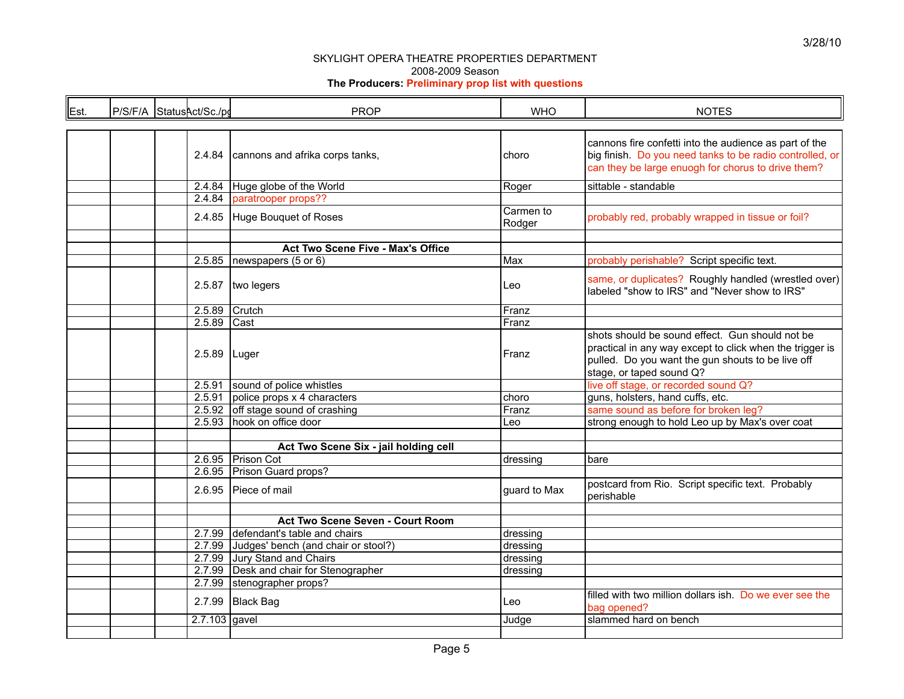3/28/10

SKYLIGHT OPERA THEATRE PROPERTIES DEPARTMENT
2008-2009 Season
**The Producers: Preliminary prop list with questions**

| Est. | P/S/F/A | Status | Act/Sc./pg | PROP | WHO | NOTES |
|---|---|---|---|---|---|---|
| | | | 2.4.84 | cannons and afrika corps tanks, | choro | cannons fire confetti into the audience as part of the big finish. Do you need tanks to be radio controlled, or can they be large enuough for chorus to drive them? |
| | | | 2.4.84 | Huge globe of the World | Roger | sittable - standable |
| | | | 2.4.84 | paratrooper props?? | | |
| | | | 2.4.85 | Huge Bouquet of Roses | Carmen to Rodger | probably red, probably wrapped in tissue or foil? |
| | | | | | | |
| | | | | **Act Two Scene Five - Max's Office** | | |
| | | | 2.5.85 | newspapers (5 or 6) | Max | probably perishable? Script specific text. |
| | | | 2.5.87 | two legers | Leo | same, or duplicates? Roughly handled (wrestled over) labeled "show to IRS" and "Never show to IRS" |
| | | | 2.5.89 | Crutch | Franz | |
| | | | 2.5.89 | Cast | Franz | |
| | | | 2.5.89 | Luger | Franz | shots should be sound effect. Gun should not be practical in any way except to click when the trigger is pulled. Do you want the gun shouts to be live off stage, or taped sound Q? |
| | | | 2.5.91 | sound of police whistles | | live off stage, or recorded sound Q? |
| | | | 2.5.91 | police props x 4 characters | choro | guns, holsters, hand cuffs, etc. |
| | | | 2.5.92 | off stage sound of crashing | Franz | same sound as before for broken leg? |
| | | | 2.5.93 | hook on office door | Leo | strong enough to hold Leo up by Max's over coat |
| | | | | | | |
| | | | | **Act Two Scene Six - jail holding cell** | | |
| | | | 2.6.95 | Prison Cot | dressing | bare |
| | | | 2.6.95 | Prison Guard props? | | |
| | | | 2.6.95 | Piece of mail | guard to Max | postcard from Rio. Script specific text. Probably perishable |
| | | | | | | |
| | | | | **Act Two Scene Seven - Court Room** | | |
| | | | 2.7.99 | defendant's table and chairs | dressing | |
| | | | 2.7.99 | Judges' bench (and chair or stool?) | dressing | |
| | | | 2.7.99 | Jury Stand and Chairs | dressing | |
| | | | 2.7.99 | Desk and chair for Stenographer | dressing | |
| | | | 2.7.99 | stenographer props? | | |
| | | | 2.7.99 | Black Bag | Leo | filled with two million dollars ish. Do we ever see the bag opened? |
| | | | 2.7.103 | gavel | Judge | slammed hard on bench |
| | | | | | | |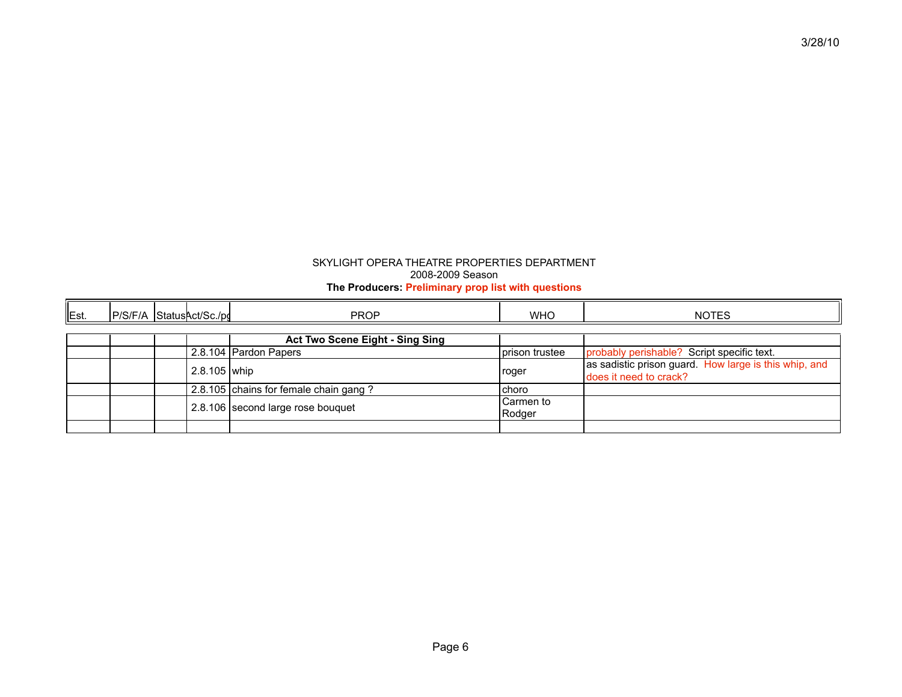SKYLIGHT OPERA THEATRE PROPERTIES DEPARTMENT
2008-2009 Season
**The Producers: Preliminary prop list with questions**

| Est. | P/S/F/A | Status | Act/Sc./pg | PROP | WHO | NOTES |
|---|---|---|---|---|---|---|
| | | | | **Act Two Scene Eight - Sing Sing** | | |
| | | | 2.8.104 | Pardon Papers | prison trustee | probably perishable? Script specific text. |
| | | | 2.8.105 | whip | roger | as sadistic prison guard. How large is this whip, and does it need to crack? |
| | | | 2.8.105 | chains for female chain gang ? | choro | |
| | | | 2.8.106 | second large rose bouquet | Carmen to Rodger | |
| | | | | | | |